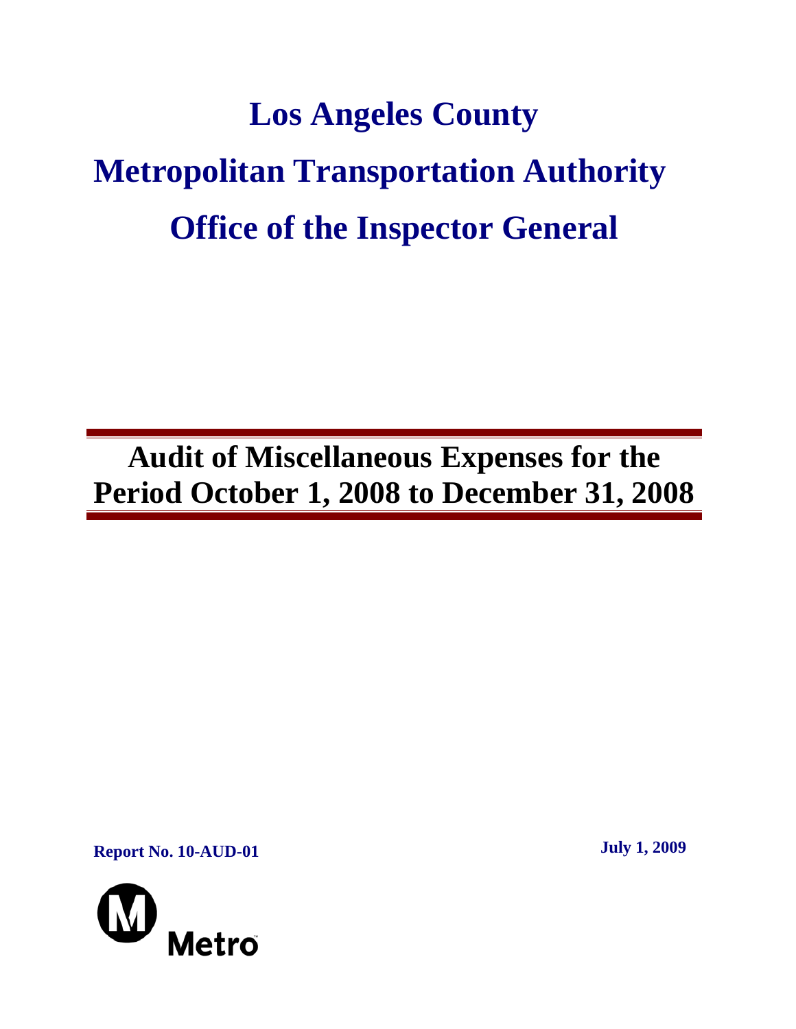# Los Angeles County

# Metropolitan Transportation Authority

# Office of the Inspector General

## Audit of Miscellaneous Expenses for the Period October 1, 2008 to December 31, 2008

**Report No. 10-AUD-01**

**July 1, 2009**

Metro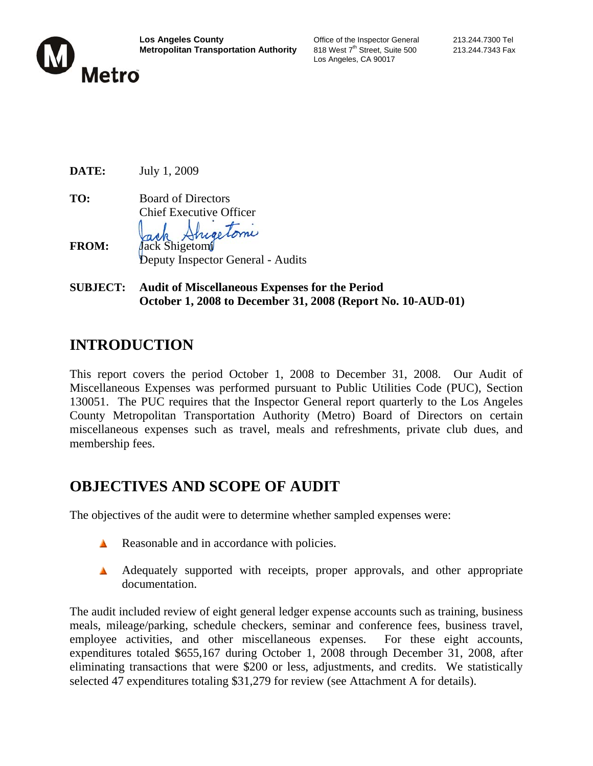Los Angeles County
Metropolitan Transportation Authority

Office of the Inquisitor General
818 West 7th Street, Suite 500
Los Angeles, CA 90017

213.244.7300 Tel
213.244.7343 Fax

**DATE:** July 1, 2009

**TO:** Board of Directors
Chief Executive Officer

**FROM:** Jack Shigetomi
Deputy Inspector General - Audits

**SUBJECT: Audit of Miscellaneous Expenses for the Period October 1, 2008 to December 31, 2008 (Report No. 10-AUD-01)**

# INTRODUCTION

This report covers the period October 1, 2008 to December 31, 2008. Our Audit of Miscellaneous Expenses was performed pursuant to Public Utilities Code (PUC), Section 130051. The PUC requires that the Inspector General report quarterly to the Los Angeles County Metropolitan Transportation Authority (Metro) Board of Directors on certain miscellaneous expenses such as travel, meals and refreshments, private club dues, and membership fees.

# OBJECTIVES AND SCOPE OF AUDIT

The objectives of the audit were to determine whether sampled expenses were:

- Reasonable and in accordance with policies.
- Adequately supported with receipts, proper approvals, and other appropriate documentation.

The audit included review of eight general ledger expense accounts such as training, business meals, mileage/parking, schedule checkers, seminar and conference fees, business travel, employee activities, and other miscellaneous expenses. For these eight accounts, expenditures totaled $655,167 during October 1, 2008 through December 31, 2008, after eliminating transactions that were $200 or less, adjustments, and credits. We statistically selected 47 expenditures totaling $31,279 for review (see Attachment A for details).

Los Angeles County
Metropolitan Transportation Authority

Office of the Inspector General
818 West 7th Street, Suite 500
Los Angeles, CA 90017

213.244.7300 Tel
213.244.7343 Fax

**DATE:** July 1, 2009

**TO:** Board of Directors
Chief Executive Officer

**FROM:** Jack Shigetomi
Deputy Inspector General - Audits

**SUBJECT: Audit of Miscellaneous Expenses for the Period October 1, 2008 to December 31, 2008 (Report No. 10-AUD-01)**

# INTRODUCTION

This report covers the period October 1, 2008 to December 31, 2008. Our Audit of Miscellaneous Expenses was performed pursuant to Public Utilities Code (PUC), Section 130051. The PUC requires that the Inspector General report quarterly to the Los Angeles County Metropolitan Transportation Authority (Metro) Board of Directors on certain miscellaneous expenses such as travel, meals and refreshments, private club dues, and membership fees.

# OBJECTIVES AND SCOPE OF AUDIT

The objectives of the audit were to determine whether sampled expenses were:

- Reasonable and in accordance with policies.
- Adequately supported with receipts, proper approvals, and other appropriate documentation.

The audit included review of eight general ledger expense accounts such as training, business meals, mileage/parking, schedule checkers, seminar and conference fees, business travel, employee activities, and other miscellaneous expenses. For these eight accounts, expenditures totaled $655,167 during October 1, 2008 through December 31, 2008, after eliminating transactions that were $200 or less, adjustments, and credits. We statistically selected 47 expenditures totaling $31,279 for review (see Attachment A for details).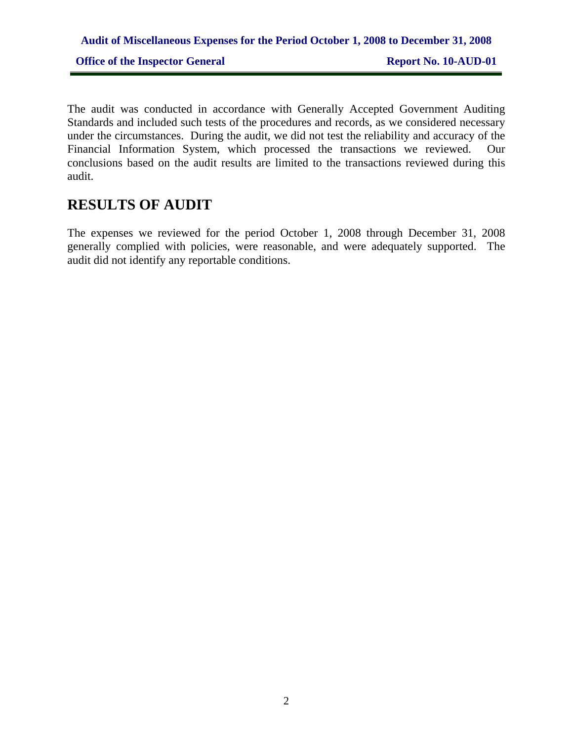The audit was conducted in accordance with Generally Accepted Government Auditing Standards and included such tests of the procedures and records, as we considered necessary under the circumstances. During the audit, we did not test the reliability and accuracy of the Financial Information System, which processed the transactions we reviewed. Our conclusions based on the audit results are limited to the transactions reviewed during this audit.

## RESULTS OF AUDIT

The expenses we reviewed for the period October 1, 2008 through December 31, 2008 generally complied with policies, were reasonable, and were adequately supported. The audit did not identify any reportable conditions.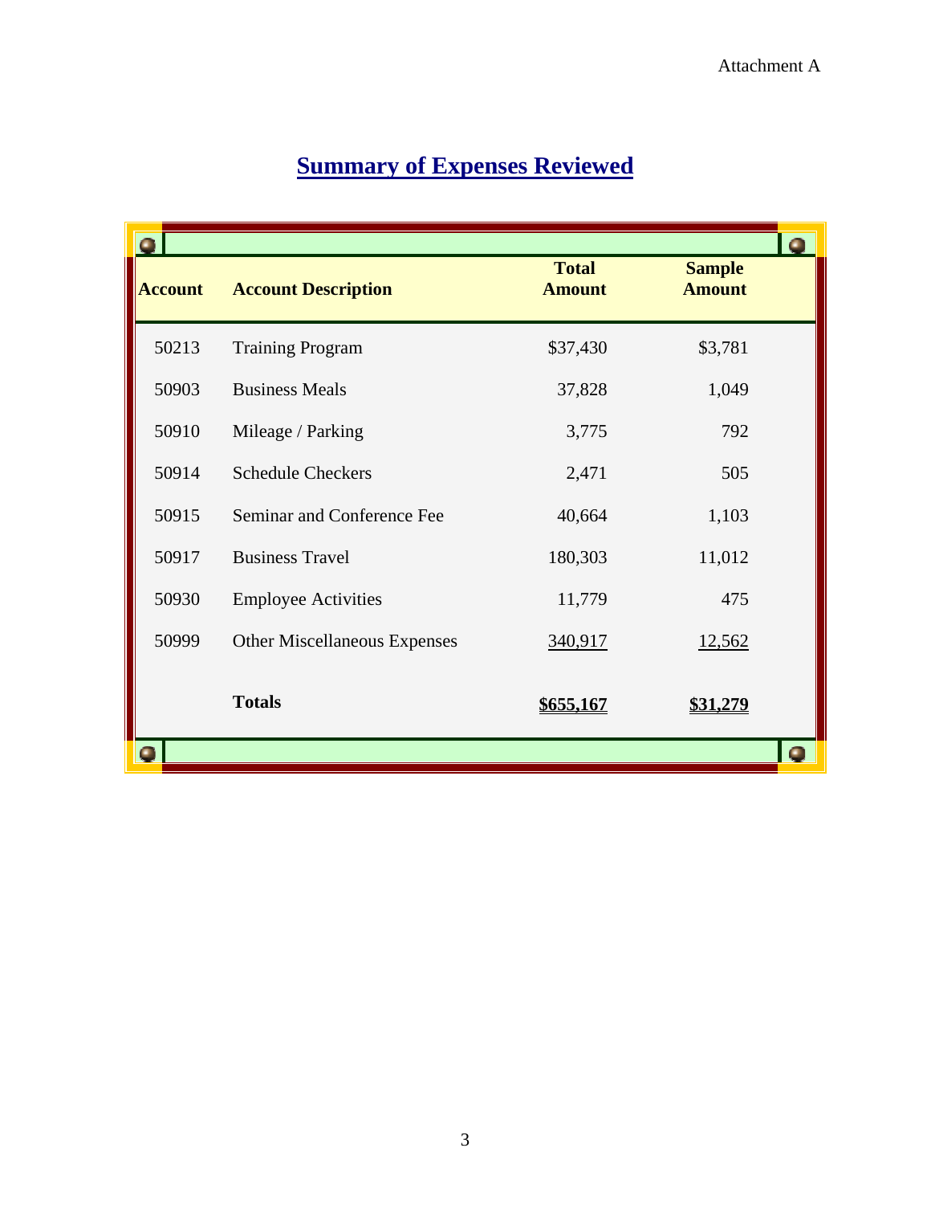Attachment A

# Summary of Expenses Reviewed

| Account | Account Description | Total Amount | Sample Amount |
|---|---|---|---|
| 50213 | Training Program | $37,430 | $3,781 |
| 50903 | Business Meals | 37,828 | 1,049 |
| 50910 | Mileage / Parking | 3,775 | 792 |
| 50914 | Schedule Checkers | 2,471 | 505 |
| 50915 | Seminar and Conference Fee | 40,664 | 1,103 |
| 50917 | Business Travel | 180,303 | 11,012 |
| 50930 | Employee Activities | 11,779 | 475 |
| 50999 | Other Miscellaneous Expenses | 340,917 | 12,562 |
| | **Totals** | **$655,167** | **$31,279** |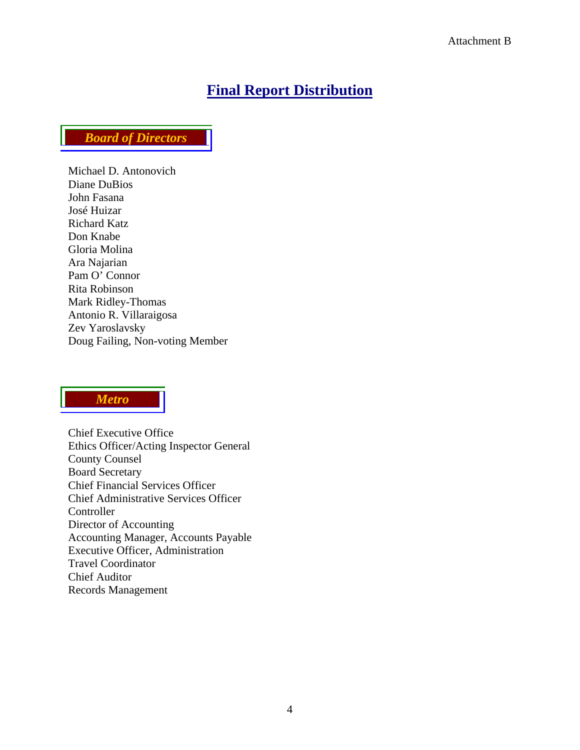Attachment B

# Final Report Distribution

## *Board of Directors*

Michael D. Antonovich
Diane DuBios
John Fasana
José Huizar
Richard Katz
Don Knabe
Gloria Molina
Ara Najarian
Pam O' Connor
Rita Robinson
Mark Ridley-Thomas
Antonio R. Villaraigosa
Zev Yaroslavsky
Doug Failing, Non-voting Member

## *Metro*

Chief Executive Office
Ethics Officer/Acting Inspector General
County Counsel
Board Secretary
Chief Financial Services Officer
Chief Administrative Services Officer
Controller
Director of Accounting
Accounting Manager, Accounts Payable
Executive Officer, Administration
Travel Coordinator
Chief Auditor
Records Management